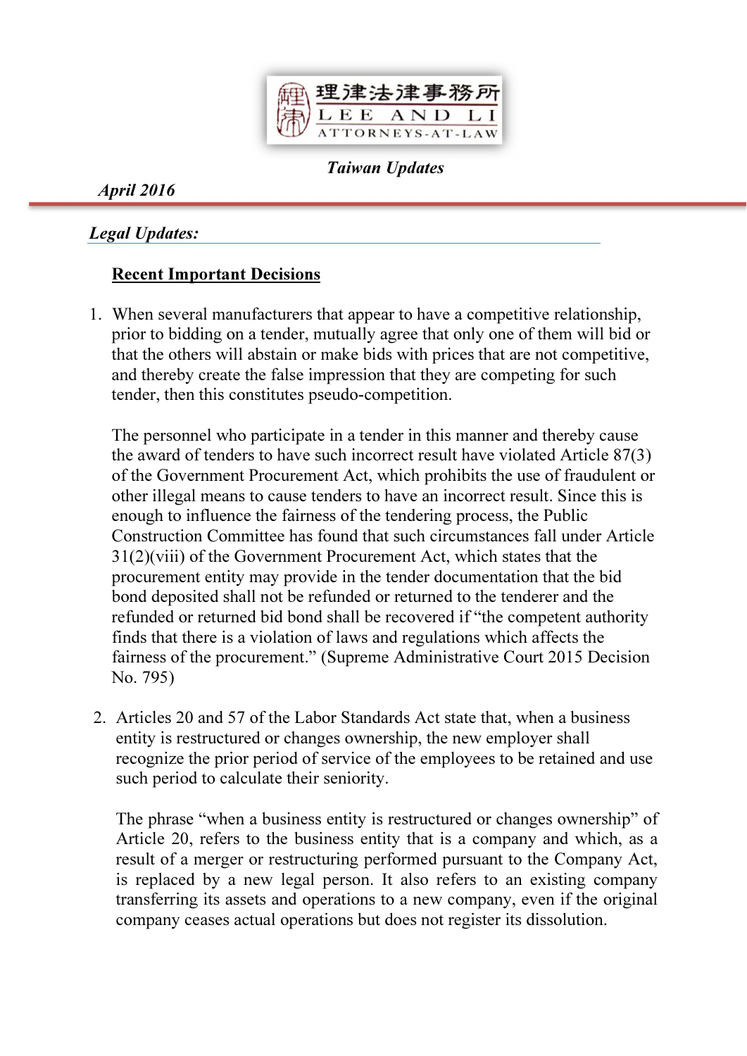理律法律事務所
LEE AND LI
ATTORNEYS-AT-LAW

***Taiwan Updates***

***April 2016***

***Legal Updates:***

**Recent Important Decisions**

1. When several manufacturers that appear to have a competitive relationship, prior to bidding on a tender, mutually agree that only one of them will bid or that the others will abstain or make bids with prices that are not competitive, and thereby create the false impression that they are competing for such tender, then this constitutes pseudo-competition.

   The personnel who participate in a tender in this manner and thereby cause the award of tenders to have such incorrect result have violated Article 87(3) of the Government Procurement Act, which prohibits the use of fraudulent or other illegal means to cause tenders to have an incorrect result. Since this is enough to influence the fairness of the tendering process, the Public Construction Committee has found that such circumstances fall under Article 31(2)(viii) of the Government Procurement Act, which states that the procurement entity may provide in the tender documentation that the bid bond deposited shall not be refunded or returned to the tenderer and the refunded or returned bid bond shall be recovered if "the competent authority finds that there is a violation of laws and regulations which affects the fairness of the procurement." (Supreme Administrative Court 2015 Decision No. 795)

2. Articles 20 and 57 of the Labor Standards Act state that, when a business entity is restructured or changes ownership, the new employer shall recognize the prior period of service of the employees to be retained and use such period to calculate their seniority.

   The phrase "when a business entity is restructured or changes ownership" of Article 20, refers to the business entity that is a company and which, as a result of a merger or restructuring performed pursuant to the Company Act, is replaced by a new legal person. It also refers to an existing company transferring its assets and operations to a new company, even if the original company ceases actual operations but does not register its dissolution.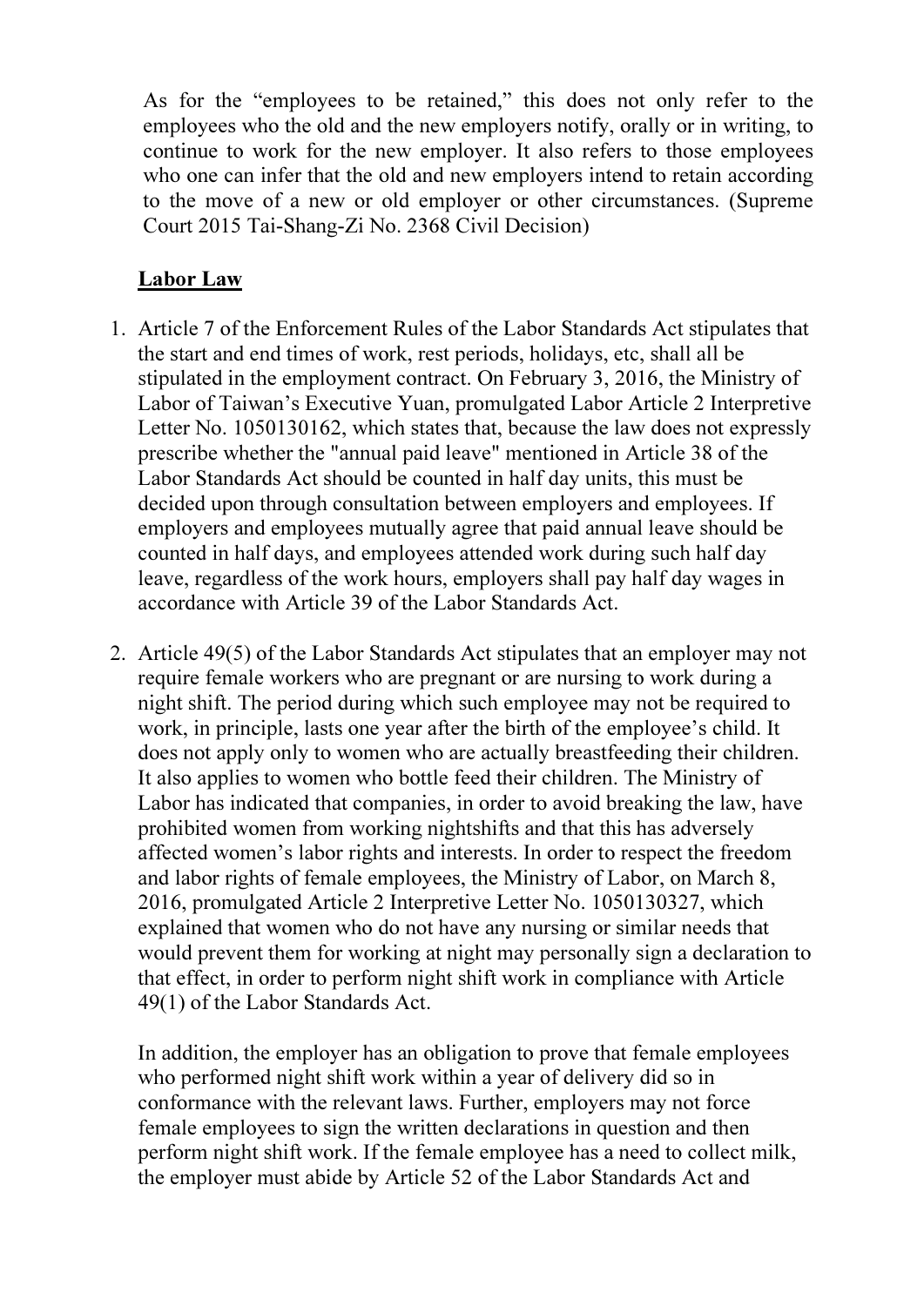As for the "employees to be retained," this does not only refer to the employees who the old and the new employers notify, orally or in writing, to continue to work for the new employer. It also refers to those employees who one can infer that the old and new employers intend to retain according to the move of a new or old employer or other circumstances. (Supreme Court 2015 Tai-Shang-Zi No. 2368 Civil Decision)

## Labor Law

1. Article 7 of the Enforcement Rules of the Labor Standards Act stipulates that the start and end times of work, rest periods, holidays, etc, shall all be stipulated in the employment contract. On February 3, 2016, the Ministry of Labor of Taiwan's Executive Yuan, promulgated Labor Article 2 Interpretive Letter No. 1050130162, which states that, because the law does not expressly prescribe whether the "annual paid leave" mentioned in Article 38 of the Labor Standards Act should be counted in half day units, this must be decided upon through consultation between employers and employees. If employers and employees mutually agree that paid annual leave should be counted in half days, and employees attended work during such half day leave, regardless of the work hours, employers shall pay half day wages in accordance with Article 39 of the Labor Standards Act.

2. Article 49(5) of the Labor Standards Act stipulates that an employer may not require female workers who are pregnant or are nursing to work during a night shift. The period during which such employee may not be required to work, in principle, lasts one year after the birth of the employee's child. It does not apply only to women who are actually breastfeeding their children. It also applies to women who bottle feed their children. The Ministry of Labor has indicated that companies, in order to avoid breaking the law, have prohibited women from working nightshifts and that this has adversely affected women's labor rights and interests. In order to respect the freedom and labor rights of female employees, the Ministry of Labor, on March 8, 2016, promulgated Article 2 Interpretive Letter No. 1050130327, which explained that women who do not have any nursing or similar needs that would prevent them for working at night may personally sign a declaration to that effect, in order to perform night shift work in compliance with Article 49(1) of the Labor Standards Act.

   In addition, the employer has an obligation to prove that female employees who performed night shift work within a year of delivery did so in conformance with the relevant laws. Further, employers may not force female employees to sign the written declarations in question and then perform night shift work. If the female employee has a need to collect milk, the employer must abide by Article 52 of the Labor Standards Act and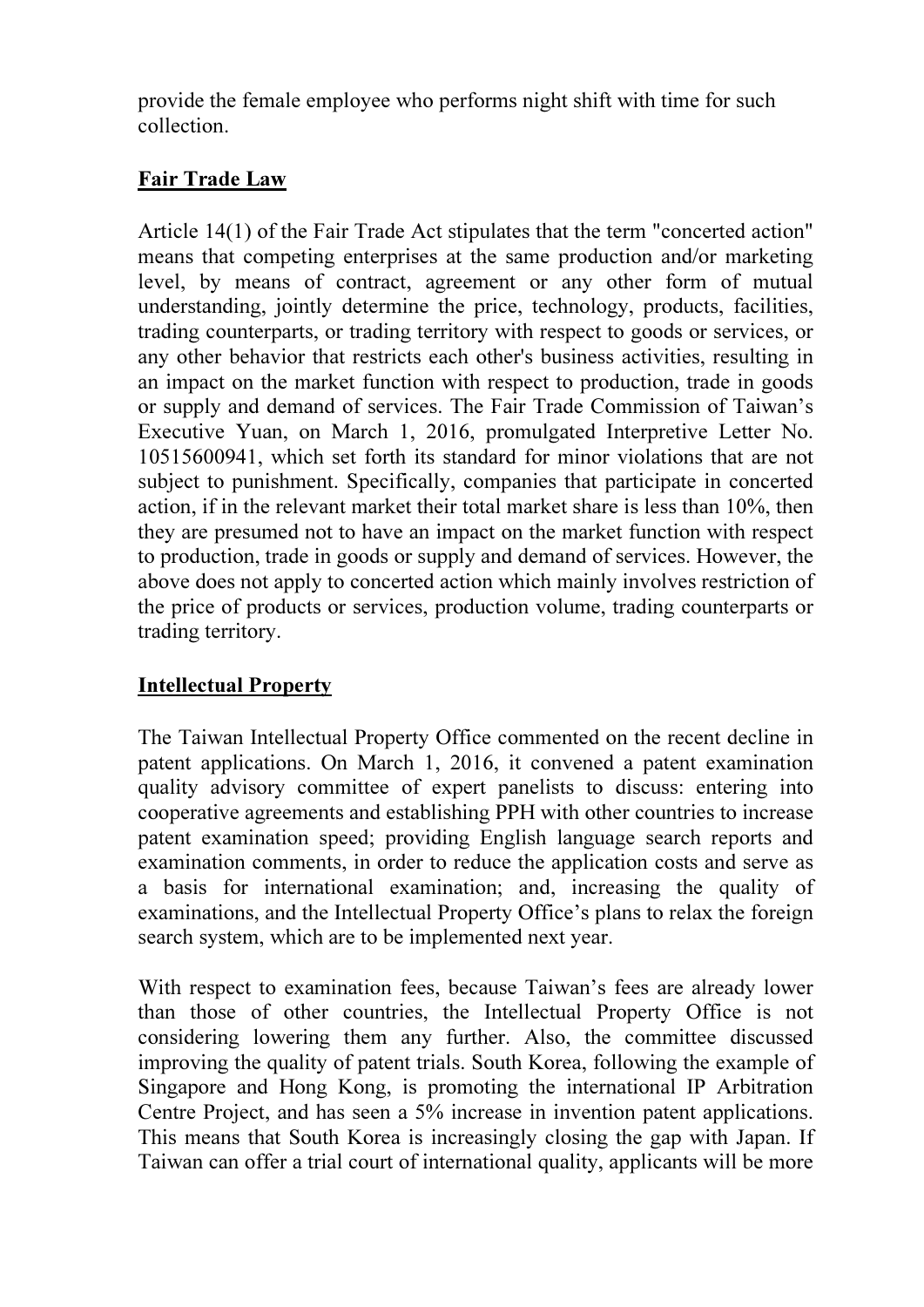provide the female employee who performs night shift with time for such collection.

## Fair Trade Law

Article 14(1) of the Fair Trade Act stipulates that the term "concerted action" means that competing enterprises at the same production and/or marketing level, by means of contract, agreement or any other form of mutual understanding, jointly determine the price, technology, products, facilities, trading counterparts, or trading territory with respect to goods or services, or any other behavior that restricts each other's business activities, resulting in an impact on the market function with respect to production, trade in goods or supply and demand of services. The Fair Trade Commission of Taiwan's Executive Yuan, on March 1, 2016, promulgated Interpretive Letter No. 10515600941, which set forth its standard for minor violations that are not subject to punishment. Specifically, companies that participate in concerted action, if in the relevant market their total market share is less than 10%, then they are presumed not to have an impact on the market function with respect to production, trade in goods or supply and demand of services. However, the above does not apply to concerted action which mainly involves restriction of the price of products or services, production volume, trading counterparts or trading territory.

## Intellectual Property

The Taiwan Intellectual Property Office commented on the recent decline in patent applications. On March 1, 2016, it convened a patent examination quality advisory committee of expert panelists to discuss: entering into cooperative agreements and establishing PPH with other countries to increase patent examination speed; providing English language search reports and examination comments, in order to reduce the application costs and serve as a basis for international examination; and, increasing the quality of examinations, and the Intellectual Property Office's plans to relax the foreign search system, which are to be implemented next year.

With respect to examination fees, because Taiwan's fees are already lower than those of other countries, the Intellectual Property Office is not considering lowering them any further. Also, the committee discussed improving the quality of patent trials. South Korea, following the example of Singapore and Hong Kong, is promoting the international IP Arbitration Centre Project, and has seen a 5% increase in invention patent applications. This means that South Korea is increasingly closing the gap with Japan. If Taiwan can offer a trial court of international quality, applicants will be more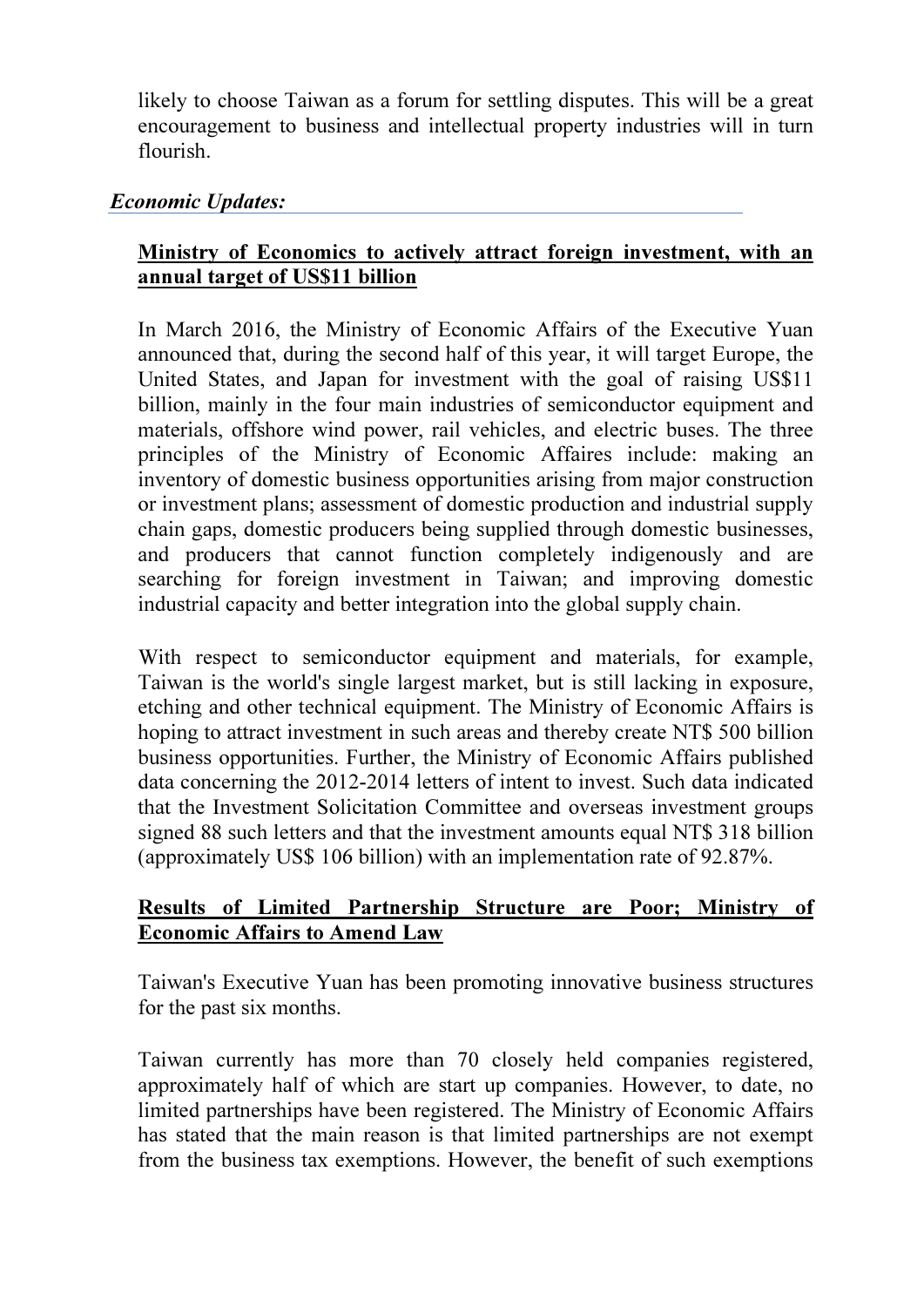likely to choose Taiwan as a forum for settling disputes. This will be a great encouragement to business and intellectual property industries will in turn flourish.

***Economic Updates:***

**Ministry of Economics to actively attract foreign investment, with an annual target of US$11 billion**

In March 2016, the Ministry of Economic Affairs of the Executive Yuan announced that, during the second half of this year, it will target Europe, the United States, and Japan for investment with the goal of raising US$11 billion, mainly in the four main industries of semiconductor equipment and materials, offshore wind power, rail vehicles, and electric buses. The three principles of the Ministry of Economic Affaires include: making an inventory of domestic business opportunities arising from major construction or investment plans; assessment of domestic production and industrial supply chain gaps, domestic producers being supplied through domestic businesses, and producers that cannot function completely indigenously and are searching for foreign investment in Taiwan; and improving domestic industrial capacity and better integration into the global supply chain.

With respect to semiconductor equipment and materials, for example, Taiwan is the world's single largest market, but is still lacking in exposure, etching and other technical equipment. The Ministry of Economic Affairs is hoping to attract investment in such areas and thereby create NT$ 500 billion business opportunities. Further, the Ministry of Economic Affairs published data concerning the 2012-2014 letters of intent to invest. Such data indicated that the Investment Solicitation Committee and overseas investment groups signed 88 such letters and that the investment amounts equal NT$ 318 billion (approximately US$ 106 billion) with an implementation rate of 92.87%.

**Results of Limited Partnership Structure are Poor; Ministry of Economic Affairs to Amend Law**

Taiwan's Executive Yuan has been promoting innovative business structures for the past six months.

Taiwan currently has more than 70 closely held companies registered, approximately half of which are start up companies. However, to date, no limited partnerships have been registered. The Ministry of Economic Affairs has stated that the main reason is that limited partnerships are not exempt from the business tax exemptions. However, the benefit of such exemptions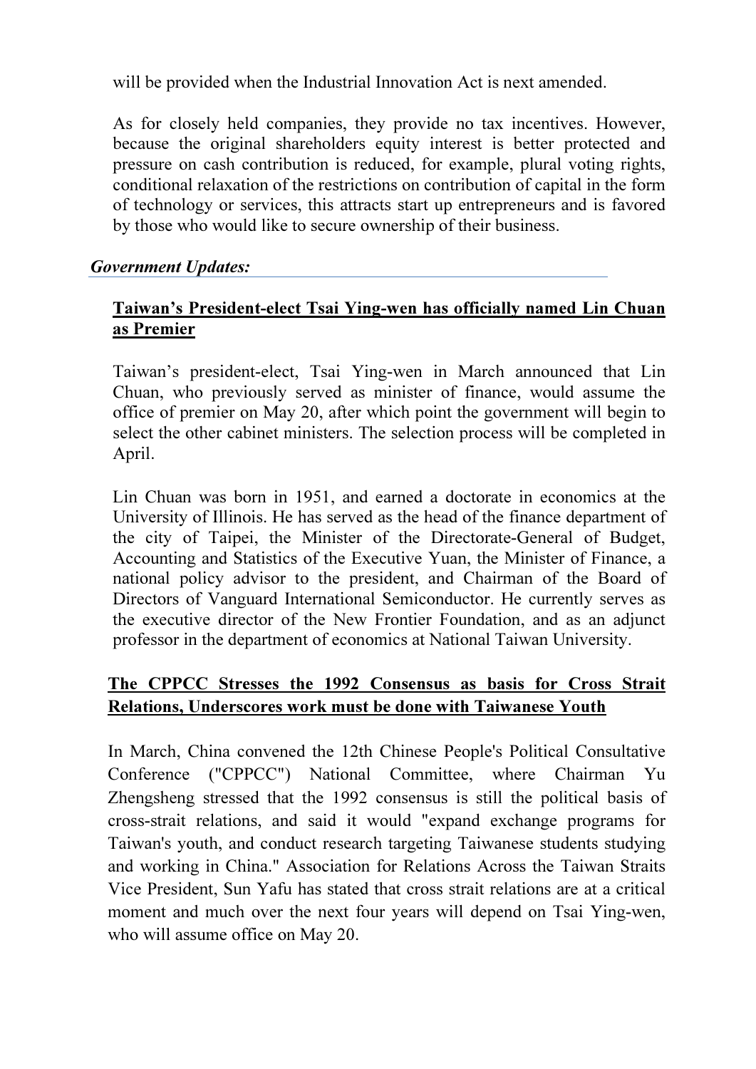will be provided when the Industrial Innovation Act is next amended.

As for closely held companies, they provide no tax incentives. However, because the original shareholders equity interest is better protected and pressure on cash contribution is reduced, for example, plural voting rights, conditional relaxation of the restrictions on contribution of capital in the form of technology or services, this attracts start up entrepreneurs and is favored by those who would like to secure ownership of their business.

## *Government Updates:*

### Taiwan's President-elect Tsai Ying-wen has officially named Lin Chuan as Premier

Taiwan's president-elect, Tsai Ying-wen in March announced that Lin Chuan, who previously served as minister of finance, would assume the office of premier on May 20, after which point the government will begin to select the other cabinet ministers. The selection process will be completed in April.

Lin Chuan was born in 1951, and earned a doctorate in economics at the University of Illinois. He has served as the head of the finance department of the city of Taipei, the Minister of the Directorate-General of Budget, Accounting and Statistics of the Executive Yuan, the Minister of Finance, a national policy advisor to the president, and Chairman of the Board of Directors of Vanguard International Semiconductor. He currently serves as the executive director of the New Frontier Foundation, and as an adjunct professor in the department of economics at National Taiwan University.

### The CPPCC Stresses the 1992 Consensus as basis for Cross Strait Relations, Underscores work must be done with Taiwanese Youth

In March, China convened the 12th Chinese People's Political Consultative Conference ("CPPCC") National Committee, where Chairman Yu Zhengsheng stressed that the 1992 consensus is still the political basis of cross-strait relations, and said it would "expand exchange programs for Taiwan's youth, and conduct research targeting Taiwanese students studying and working in China." Association for Relations Across the Taiwan Straits Vice President, Sun Yafu has stated that cross strait relations are at a critical moment and much over the next four years will depend on Tsai Ying-wen, who will assume office on May 20.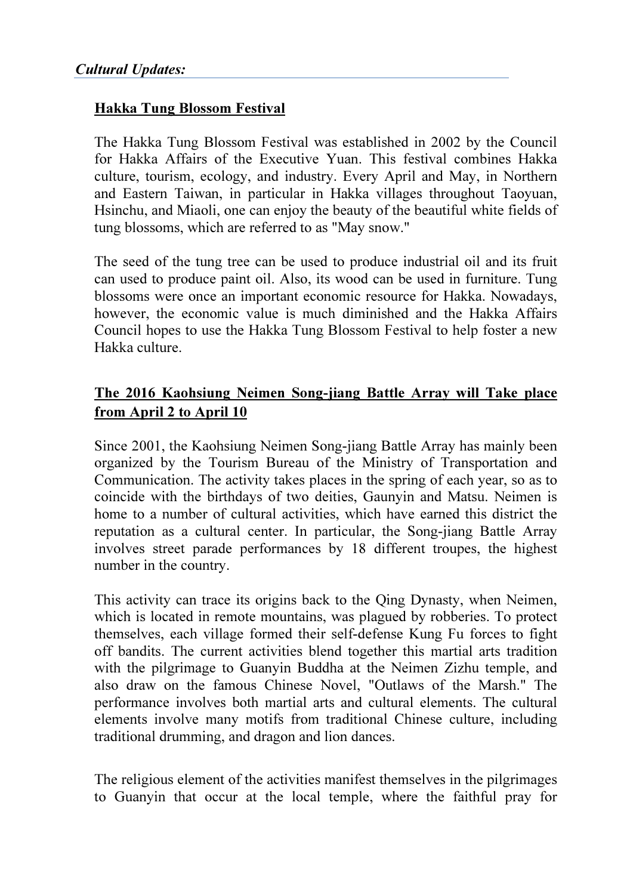*Cultural Updates:*

**Hakka Tung Blossom Festival**

The Hakka Tung Blossom Festival was established in 2002 by the Council for Hakka Affairs of the Executive Yuan. This festival combines Hakka culture, tourism, ecology, and industry. Every April and May, in Northern and Eastern Taiwan, in particular in Hakka villages throughout Taoyuan, Hsinchu, and Miaoli, one can enjoy the beauty of the beautiful white fields of tung blossoms, which are referred to as "May snow."

The seed of the tung tree can be used to produce industrial oil and its fruit can used to produce paint oil. Also, its wood can be used in furniture. Tung blossoms were once an important economic resource for Hakka. Nowadays, however, the economic value is much diminished and the Hakka Affairs Council hopes to use the Hakka Tung Blossom Festival to help foster a new Hakka culture.

**The 2016 Kaohsiung Neimen Song-jiang Battle Array will Take place from April 2 to April 10**

Since 2001, the Kaohsiung Neimen Song-jiang Battle Array has mainly been organized by the Tourism Bureau of the Ministry of Transportation and Communication. The activity takes places in the spring of each year, so as to coincide with the birthdays of two deities, Gaunyin and Matsu. Neimen is home to a number of cultural activities, which have earned this district the reputation as a cultural center. In particular, the Song-jiang Battle Array involves street parade performances by 18 different troupes, the highest number in the country.

This activity can trace its origins back to the Qing Dynasty, when Neimen, which is located in remote mountains, was plagued by robberies. To protect themselves, each village formed their self-defense Kung Fu forces to fight off bandits. The current activities blend together this martial arts tradition with the pilgrimage to Guanyin Buddha at the Neimen Zizhu temple, and also draw on the famous Chinese Novel, "Outlaws of the Marsh." The performance involves both martial arts and cultural elements. The cultural elements involve many motifs from traditional Chinese culture, including traditional drumming, and dragon and lion dances.

The religious element of the activities manifest themselves in the pilgrimages to Guanyin that occur at the local temple, where the faithful pray for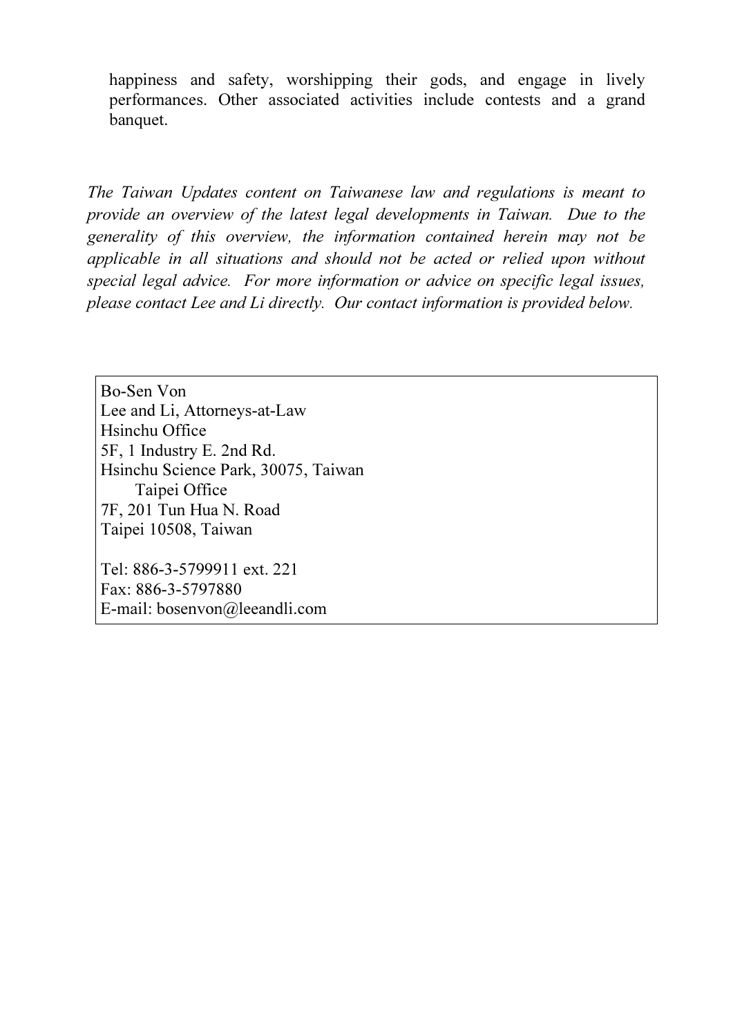happiness and safety, worshipping their gods, and engage in lively performances. Other associated activities include contests and a grand banquet.

*The Taiwan Updates content on Taiwanese law and regulations is meant to provide an overview of the latest legal developments in Taiwan. Due to the generality of this overview, the information contained herein may not be applicable in all situations and should not be acted or relied upon without special legal advice. For more information or advice on specific legal issues, please contact Lee and Li directly. Our contact information is provided below.*

Bo-Sen Von
Lee and Li, Attorneys-at-Law
Hsinchu Office
5F, 1 Industry E. 2nd Rd.
Hsinchu Science Park, 30075, Taiwan
Taipei Office
7F, 201 Tun Hua N. Road
Taipei 10508, Taiwan

Tel: 886-3-5799911 ext. 221
Fax: 886-3-5797880
E-mail: bosenvon@leeandli.com